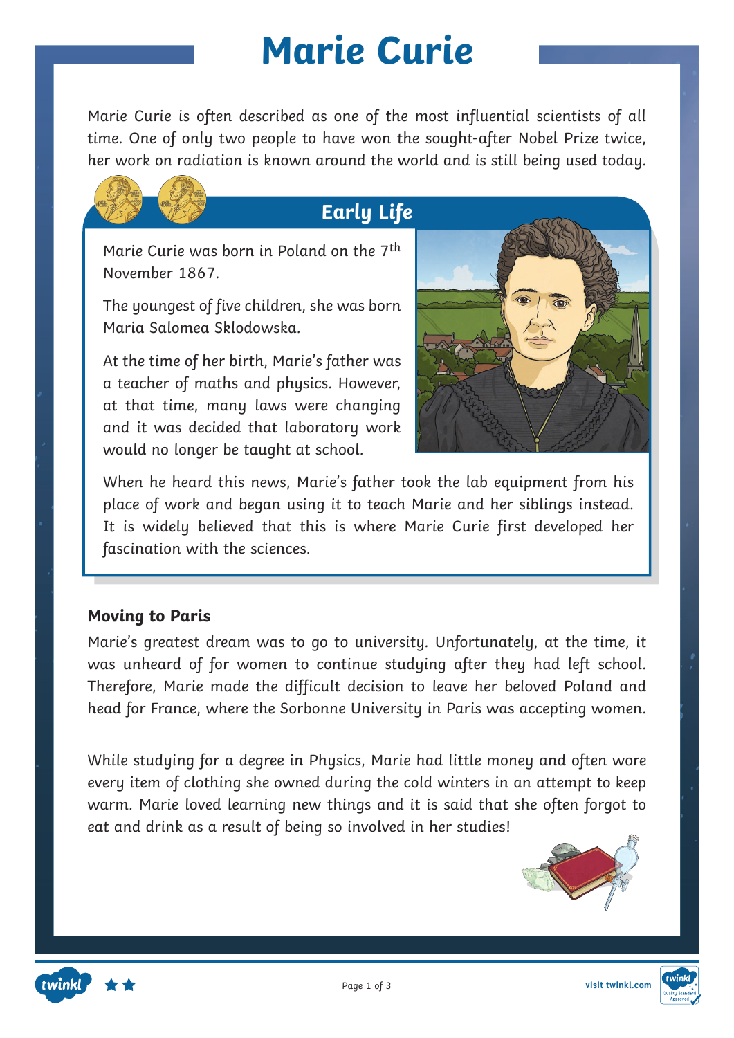# Marie Curie

Marie Curie is often described as one of the most influential scientists of all time. One of only two people to have won the sought-after Nobel Prize twice, her work on radiation is known around the world and is still being used today.

## Early Life

Marie Curie was born in Poland on the 7th November 1867.

The youngest of five children, she was born Maria Salomea Sklodowska.

At the time of her birth, Marie's father was a teacher of maths and physics. However, at that time, many laws were changing and it was decided that laboratory work would no longer be taught at school.

When he heard this news, Marie's father took the lab equipment from his place of work and began using it to teach Marie and her siblings instead. It is widely believed that this is where Marie Curie first developed her fascination with the sciences.

### Moving to Paris

Marie's greatest dream was to go to university. Unfortunately, at the time, it was unheard of for women to continue studying after they had left school. Therefore, Marie made the difficult decision to leave her beloved Poland and head for France, where the Sorbonne University in Paris was accepting women.

While studying for a degree in Physics, Marie had little money and often wore every item of clothing she owned during the cold winters in an attempt to keep warm. Marie loved learning new things and it is said that she often forgot to eat and drink as a result of being so involved in her studies!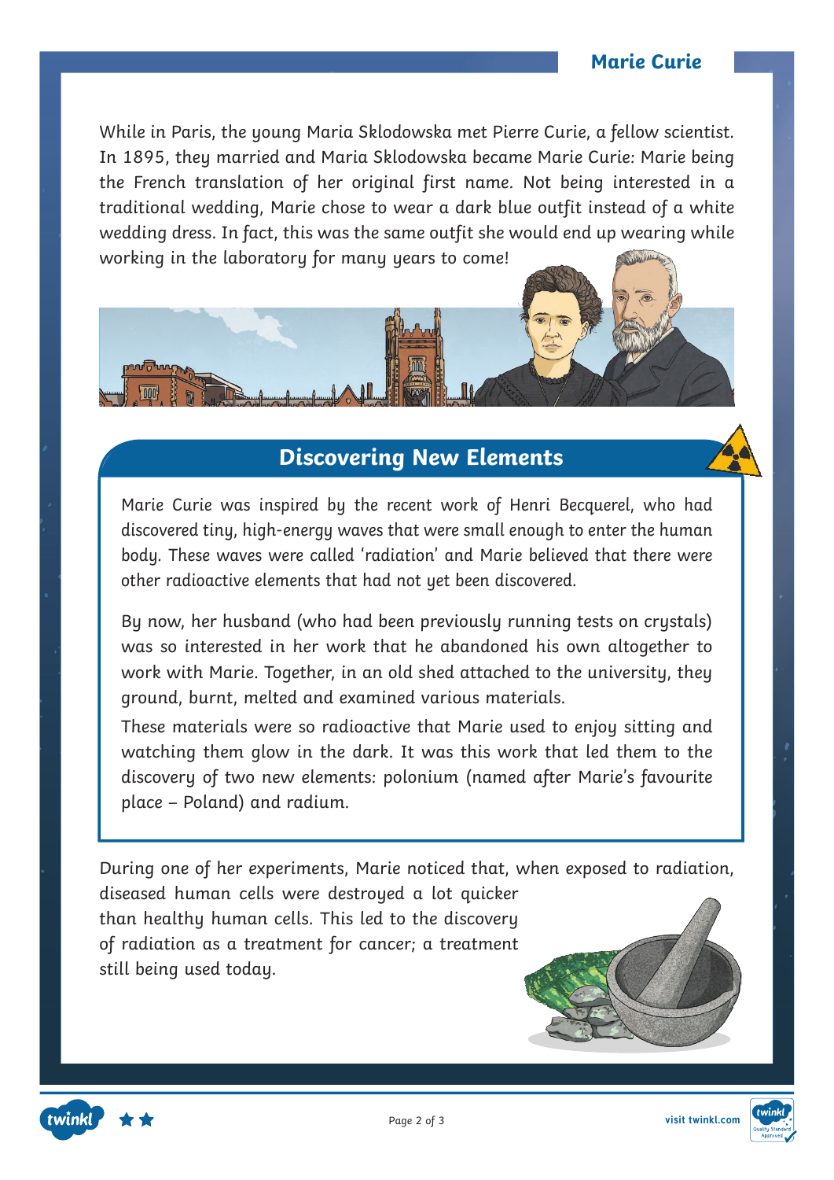While in Paris, the young Maria Sklodowska met Pierre Curie, a fellow scientist. In 1895, they married and Maria Sklodowska became Marie Curie: Marie being the French translation of her original first name. Not being interested in a traditional wedding, Marie chose to wear a dark blue outfit instead of a white wedding dress. In fact, this was the same outfit she would end up wearing while working in the laboratory for many years to come!

## Discovering New Elements

Marie Curie was inspired by the recent work of Henri Becquerel, who had discovered tiny, high-energy waves that were small enough to enter the human body. These waves were called 'radiation' and Marie believed that there were other radioactive elements that had not yet been discovered.

By now, her husband (who had been previously running tests on crystals) was so interested in her work that he abandoned his own altogether to work with Marie. Together, in an old shed attached to the university, they ground, burnt, melted and examined various materials.

These materials were so radioactive that Marie used to enjoy sitting and watching them glow in the dark. It was this work that led them to the discovery of two new elements: polonium (named after Marie's favourite place – Poland) and radium.

During one of her experiments, Marie noticed that, when exposed to radiation, diseased human cells were destroyed a lot quicker than healthy human cells. This led to the discovery of radiation as a treatment for cancer; a treatment still being used today.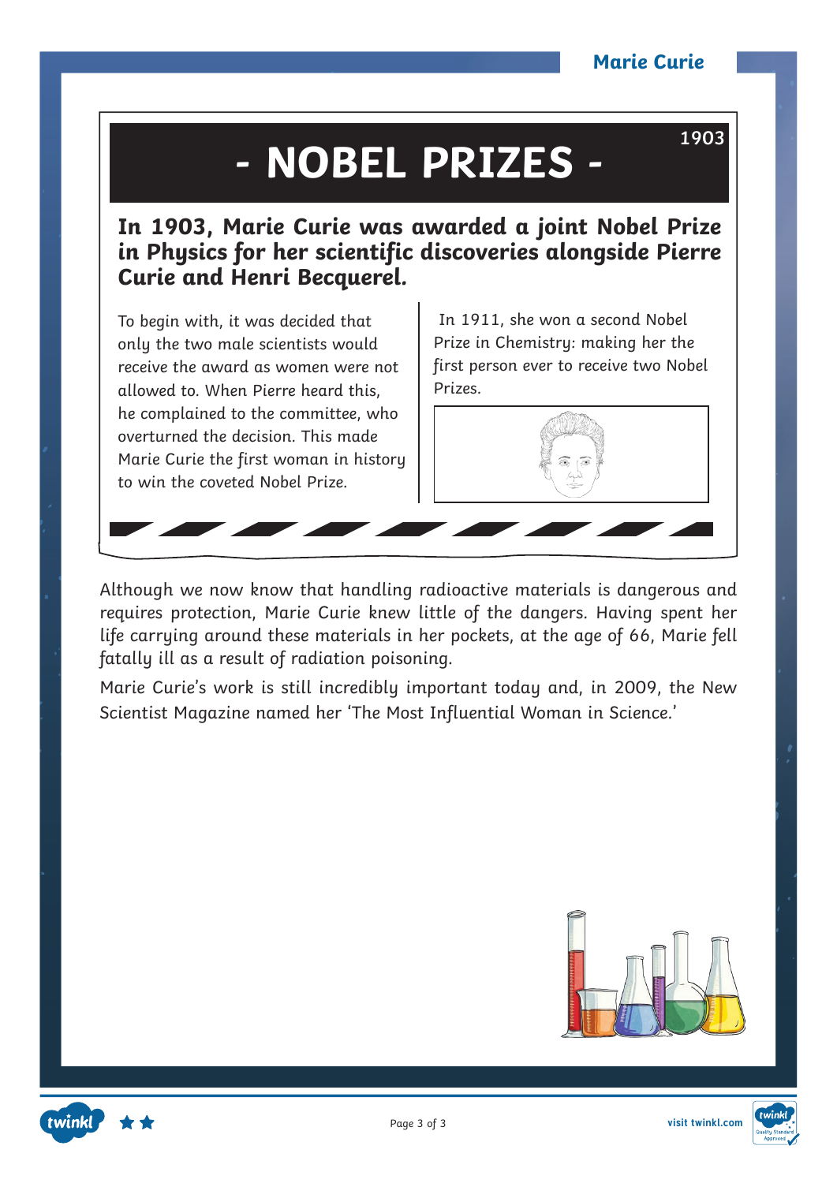# - NOBEL PRIZES -

1903

**In 1903, Marie Curie was awarded a joint Nobel Prize in Physics for her scientific discoveries alongside Pierre Curie and Henri Becquerel.**

To begin with, it was decided that only the two male scientists would receive the award as women were not allowed to. When Pierre heard this, he complained to the committee, who overturned the decision. This made Marie Curie the first woman in history to win the coveted Nobel Prize.

In 1911, she won a second Nobel Prize in Chemistry: making her the first person ever to receive two Nobel Prizes.

Although we now know that handling radioactive materials is dangerous and requires protection, Marie Curie knew little of the dangers. Having spent her life carrying around these materials in her pockets, at the age of 66, Marie fell fatally ill as a result of radiation poisoning.

Marie Curie's work is still incredibly important today and, in 2009, the New Scientist Magazine named her 'The Most Influential Woman in Science.'